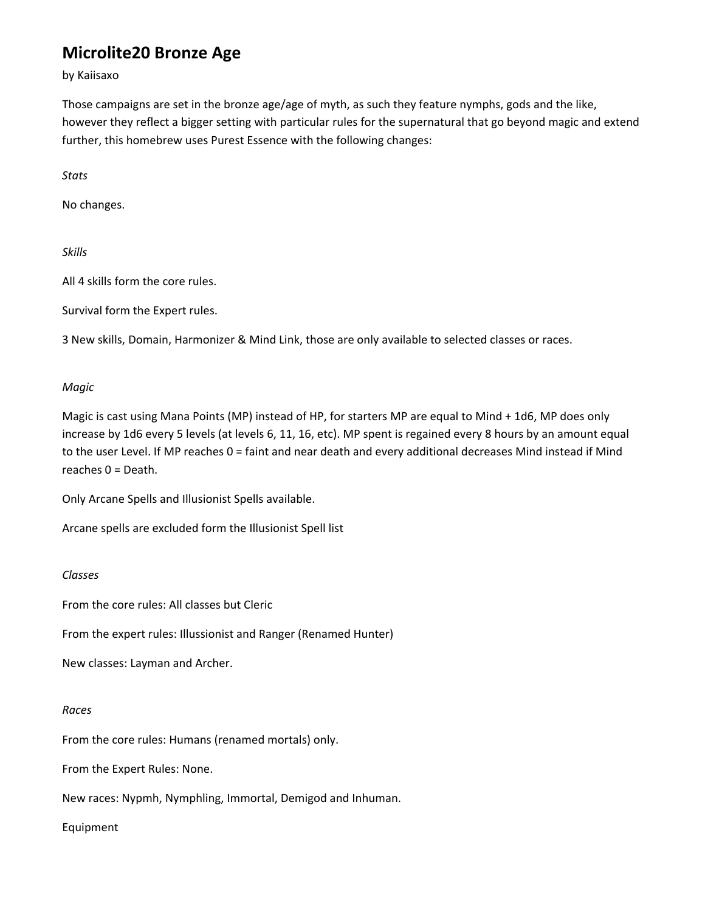# Microlite20 Bronze Age

by Kaiisaxo

Those campaigns are set in the bronze age/age of myth, as such they feature nymphs, gods and the like, however they reflect a bigger setting with particular rules for the supernatural that go beyond magic and extend further, this homebrew uses Purest Essence with the following changes:

*Stats*

No changes.

*Skills*

All 4 skills form the core rules.

Survival form the Expert rules.

3 New skills, Domain, Harmonizer & Mind Link, those are only available to selected classes or races.

*Magic*

Magic is cast using Mana Points (MP) instead of HP, for starters MP are equal to Mind + 1d6, MP does only increase by 1d6 every 5 levels (at levels 6, 11, 16, etc). MP spent is regained every 8 hours by an amount equal to the user Level. If MP reaches 0 = faint and near death and every additional decreases Mind instead if Mind reaches 0 = Death.

Only Arcane Spells and Illusionist Spells available.

Arcane spells are excluded form the Illusionist Spell list

*Classes*

From the core rules: All classes but Cleric

From the expert rules: Illussionist and Ranger (Renamed Hunter)

New classes: Layman and Archer.

*Races*

From the core rules: Humans (renamed mortals) only.

From the Expert Rules: None.

New races: Nypmh, Nymphling, Immortal, Demigod and Inhuman.

Equipment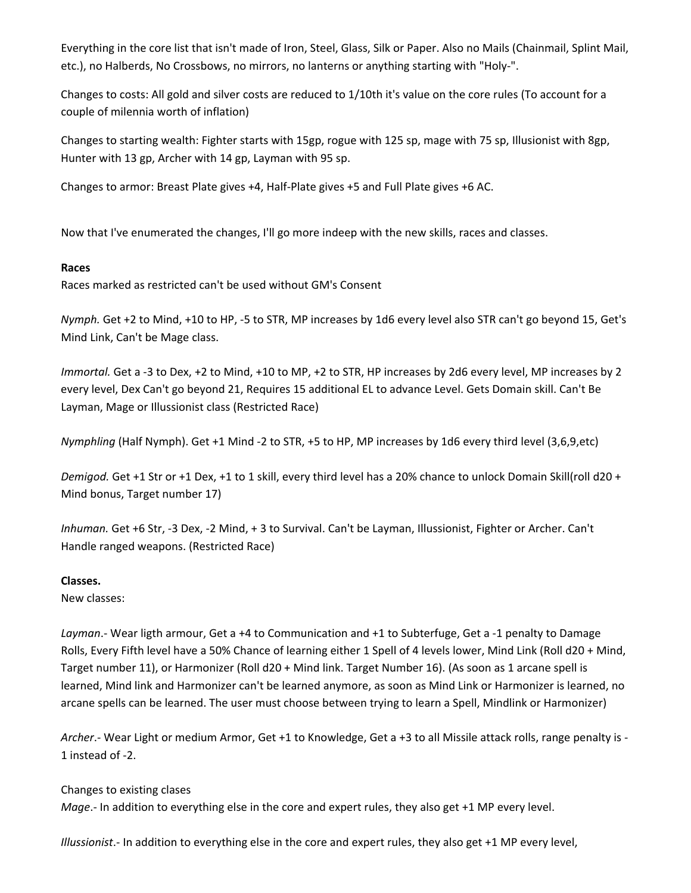Everything in the core list that isn't made of Iron, Steel, Glass, Silk or Paper. Also no Mails (Chainmail, Splint Mail, etc.), no Halberds, No Crossbows, no mirrors, no lanterns or anything starting with "Holy-".

Changes to costs: All gold and silver costs are reduced to 1/10th it's value on the core rules (To account for a couple of milennia worth of inflation)

Changes to starting wealth: Fighter starts with 15gp, rogue with 125 sp, mage with 75 sp, Illusionist with 8gp, Hunter with 13 gp, Archer with 14 gp, Layman with 95 sp.

Changes to armor: Breast Plate gives +4, Half-Plate gives +5 and Full Plate gives +6 AC.

Now that I've enumerated the changes, I'll go more indeep with the new skills, races and classes.

**Races**

Races marked as restricted can't be used without GM's Consent

*Nymph.* Get +2 to Mind, +10 to HP, -5 to STR, MP increases by 1d6 every level also STR can't go beyond 15, Get's Mind Link, Can't be Mage class.

*Immortal.* Get a -3 to Dex, +2 to Mind, +10 to MP, +2 to STR, HP increases by 2d6 every level, MP increases by 2 every level, Dex Can't go beyond 21, Requires 15 additional EL to advance Level. Gets Domain skill. Can't Be Layman, Mage or Illussionist class (Restricted Race)

*Nymphling* (Half Nymph). Get +1 Mind -2 to STR, +5 to HP, MP increases by 1d6 every third level (3,6,9,etc)

*Demigod.* Get +1 Str or +1 Dex, +1 to 1 skill, every third level has a 20% chance to unlock Domain Skill(roll d20 + Mind bonus, Target number 17)

*Inhuman.* Get +6 Str, -3 Dex, -2 Mind, + 3 to Survival. Can't be Layman, Illussionist, Fighter or Archer. Can't Handle ranged weapons. (Restricted Race)

**Classes.**

New classes:

*Layman*.- Wear ligth armour, Get a +4 to Communication and +1 to Subterfuge, Get a -1 penalty to Damage Rolls, Every Fifth level have a 50% Chance of learning either 1 Spell of 4 levels lower, Mind Link (Roll d20 + Mind, Target number 11), or Harmonizer (Roll d20 + Mind link. Target Number 16). (As soon as 1 arcane spell is learned, Mind link and Harmonizer can't be learned anymore, as soon as Mind Link or Harmonizer is learned, no arcane spells can be learned. The user must choose between trying to learn a Spell, Mindlink or Harmonizer)

*Archer*.- Wear Light or medium Armor, Get +1 to Knowledge, Get a +3 to all Missile attack rolls, range penalty is -1 instead of -2.

Changes to existing clases

*Mage*.- In addition to everything else in the core and expert rules, they also get +1 MP every level.

*Illussionist*.- In addition to everything else in the core and expert rules, they also get +1 MP every level,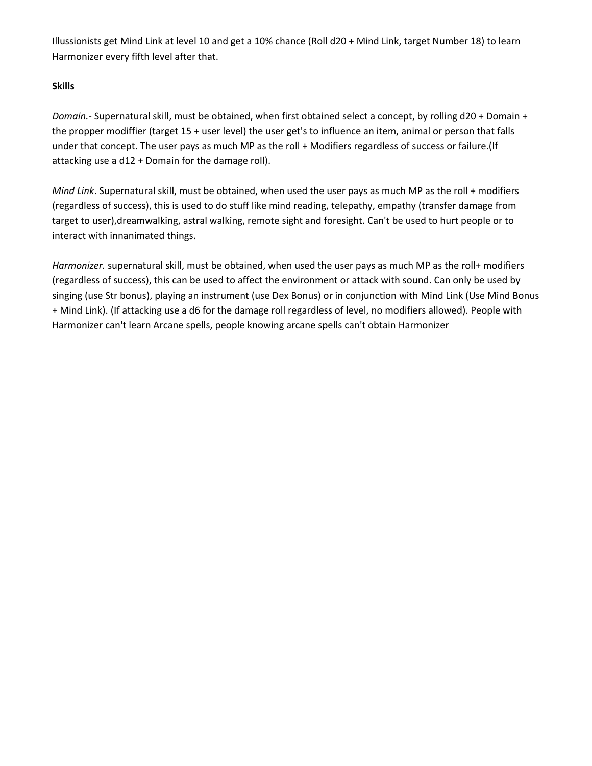Illussionists get Mind Link at level 10 and get a 10% chance (Roll d20 + Mind Link, target Number 18) to learn Harmonizer every fifth level after that.

**Skills**

*Domain.*- Supernatural skill, must be obtained, when first obtained select a concept, by rolling d20 + Domain + the propper modiffier (target 15 + user level) the user get's to influence an item, animal or person that falls under that concept. The user pays as much MP as the roll + Modifiers regardless of success or failure.(If attacking use a d12 + Domain for the damage roll).

*Mind Link*. Supernatural skill, must be obtained, when used the user pays as much MP as the roll + modifiers (regardless of success), this is used to do stuff like mind reading, telepathy, empathy (transfer damage from target to user),dreamwalking, astral walking, remote sight and foresight. Can't be used to hurt people or to interact with innanimated things.

*Harmonizer.* supernatural skill, must be obtained, when used the user pays as much MP as the roll+ modifiers (regardless of success), this can be used to affect the environment or attack with sound. Can only be used by singing (use Str bonus), playing an instrument (use Dex Bonus) or in conjunction with Mind Link (Use Mind Bonus + Mind Link). (If attacking use a d6 for the damage roll regardless of level, no modifiers allowed). People with Harmonizer can't learn Arcane spells, people knowing arcane spells can't obtain Harmonizer